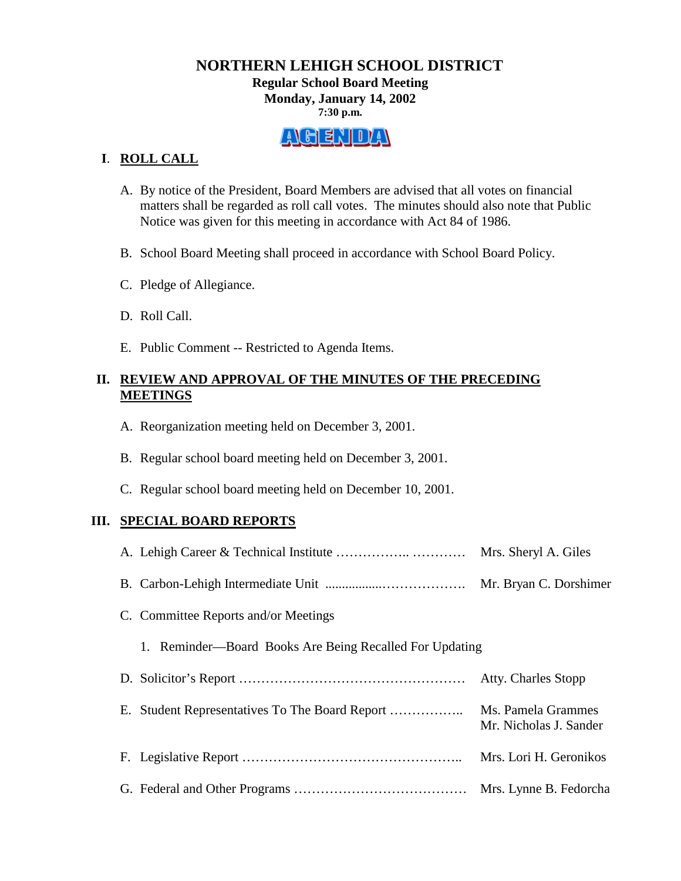# NORTHERN LEHIGH SCHOOL DISTRICT

**Regular School Board Meeting**
**Monday, January 14, 2002**
**7:30 p.m.**

**AGENDA**

## I. ROLL CALL

A. By notice of the President, Board Members are advised that all votes on financial matters shall be regarded as roll call votes. The minutes should also note that Public Notice was given for this meeting in accordance with Act 84 of 1986.

B. School Board Meeting shall proceed in accordance with School Board Policy.

C. Pledge of Allegiance.

D. Roll Call.

E. Public Comment -- Restricted to Agenda Items.

## II. REVIEW AND APPROVAL OF THE MINUTES OF THE PRECEDING MEETINGS

A. Reorganization meeting held on December 3, 2001.

B. Regular school board meeting held on December 3, 2001.

C. Regular school board meeting held on December 10, 2001.

## III. SPECIAL BOARD REPORTS

A. Lehigh Career & Technical Institute …………….. ………… Mrs. Sheryl A. Giles

B. Carbon-Lehigh Intermediate Unit ................………………. Mr. Bryan C. Dorshimer

C. Committee Reports and/or Meetings

1. Reminder—Board Books Are Being Recalled For Updating

D. Solicitor's Report …………………………………………… Atty. Charles Stopp

E. Student Representatives To The Board Report …………….. Ms. Pamela Grammes, Mr. Nicholas J. Sander

F. Legislative Report ……………………………………….. Mrs. Lori H. Geronikos

G. Federal and Other Programs ………………………………… Mrs. Lynne B. Fedorcha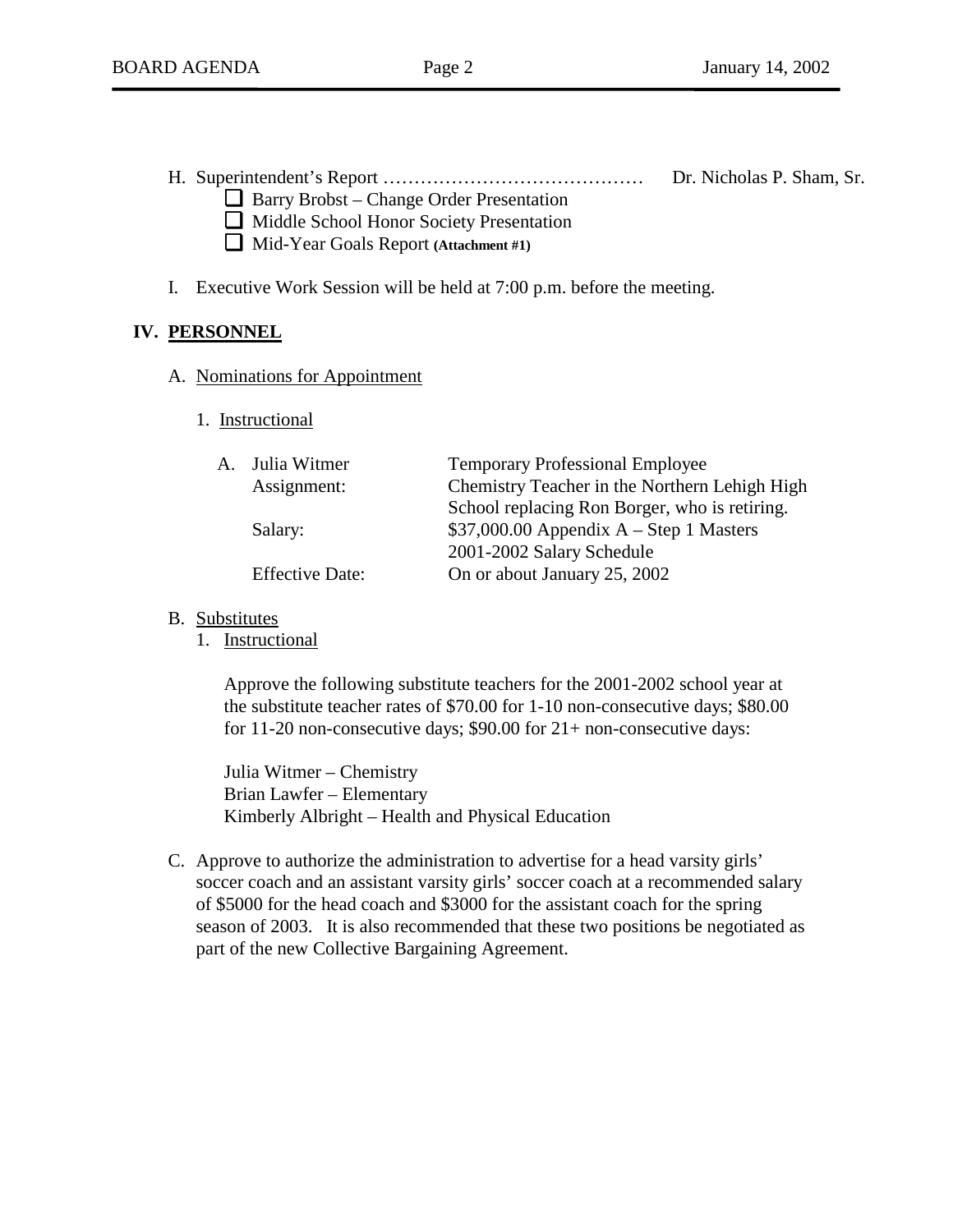H. Superintendent's Report …………………………………… Dr. Nicholas P. Sham, Sr.

- ☐ Barry Brobst – Change Order Presentation
- ☐ Middle School Honor Society Presentation
- ☐ Mid-Year Goals Report **(Attachment #1)**

I. Executive Work Session will be held at 7:00 p.m. before the meeting.

## IV. PERSONNEL

A. Nominations for Appointment

1. Instructional

| | |
|---|---|
| A. Julia Witmer | Temporary Professional Employee |
| Assignment: | Chemistry Teacher in the Northern Lehigh High School replacing Ron Borger, who is retiring. |
| Salary: | $37,000.00 Appendix A – Step 1 Masters 2001-2002 Salary Schedule |
| Effective Date: | On or about January 25, 2002 |

B. Substitutes

1. Instructional

Approve the following substitute teachers for the 2001-2002 school year at the substitute teacher rates of $70.00 for 1-10 non-consecutive days; $80.00 for 11-20 non-consecutive days; $90.00 for 21+ non-consecutive days:

Julia Witmer – Chemistry
Brian Lawfer – Elementary
Kimberly Albright – Health and Physical Education

C. Approve to authorize the administration to advertise for a head varsity girls' soccer coach and an assistant varsity girls' soccer coach at a recommended salary of $5000 for the head coach and $3000 for the assistant coach for the spring season of 2003. It is also recommended that these two positions be negotiated as part of the new Collective Bargaining Agreement.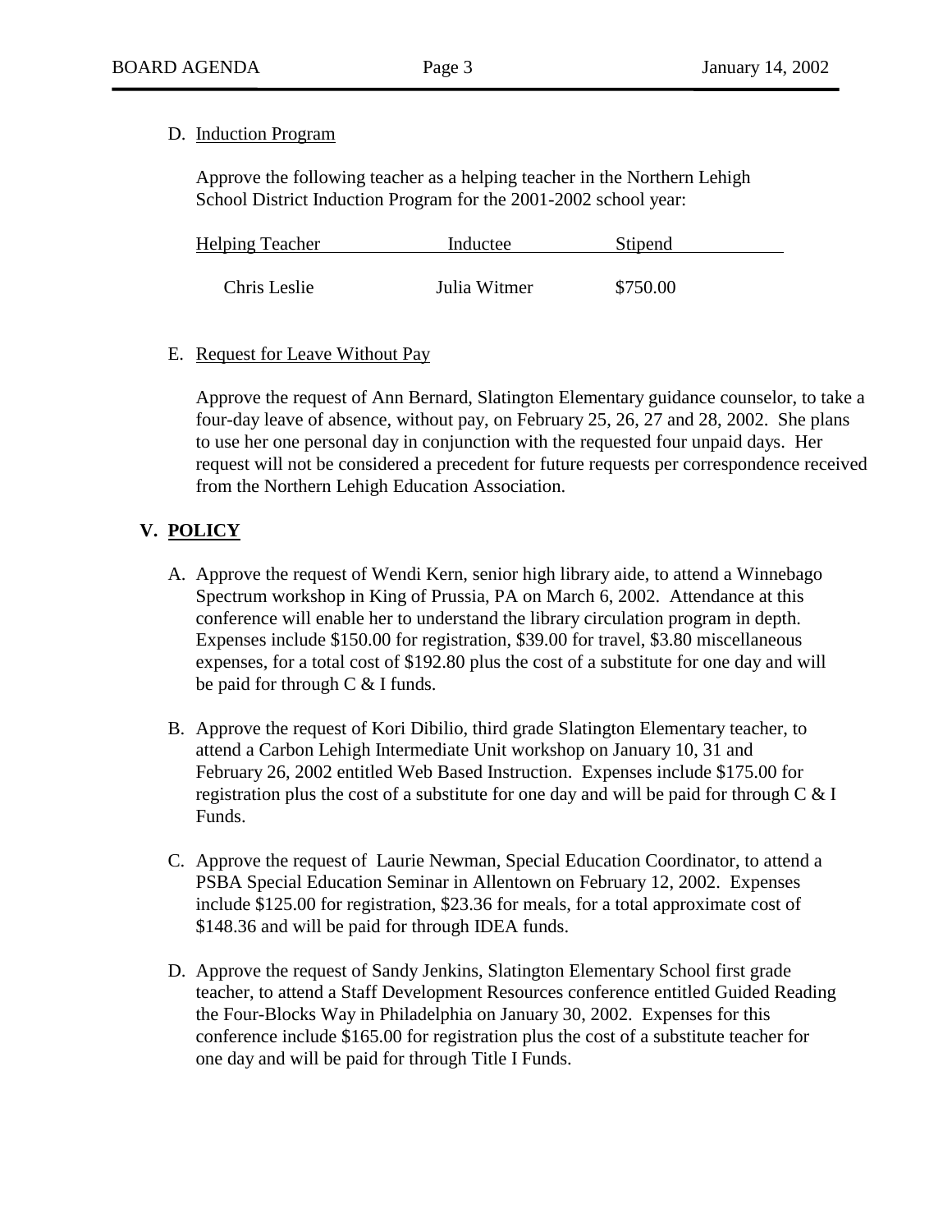D. Induction Program

Approve the following teacher as a helping teacher in the Northern Lehigh School District Induction Program for the 2001-2002 school year:

| Helping Teacher | Inductee | Stipend |
| --- | --- | --- |
| Chris Leslie | Julia Witmer | $750.00 |

E. Request for Leave Without Pay

Approve the request of Ann Bernard, Slatington Elementary guidance counselor, to take a four-day leave of absence, without pay, on February 25, 26, 27 and 28, 2002. She plans to use her one personal day in conjunction with the requested four unpaid days. Her request will not be considered a precedent for future requests per correspondence received from the Northern Lehigh Education Association.

## V. POLICY

A. Approve the request of Wendi Kern, senior high library aide, to attend a Winnebago Spectrum workshop in King of Prussia, PA on March 6, 2002. Attendance at this conference will enable her to understand the library circulation program in depth. Expenses include $150.00 for registration, $39.00 for travel, $3.80 miscellaneous expenses, for a total cost of $192.80 plus the cost of a substitute for one day and will be paid for through C & I funds.

B. Approve the request of Kori Dibilio, third grade Slatington Elementary teacher, to attend a Carbon Lehigh Intermediate Unit workshop on January 10, 31 and February 26, 2002 entitled Web Based Instruction. Expenses include $175.00 for registration plus the cost of a substitute for one day and will be paid for through C & I Funds.

C. Approve the request of Laurie Newman, Special Education Coordinator, to attend a PSBA Special Education Seminar in Allentown on February 12, 2002. Expenses include $125.00 for registration, $23.36 for meals, for a total approximate cost of $148.36 and will be paid for through IDEA funds.

D. Approve the request of Sandy Jenkins, Slatington Elementary School first grade teacher, to attend a Staff Development Resources conference entitled Guided Reading the Four-Blocks Way in Philadelphia on January 30, 2002. Expenses for this conference include $165.00 for registration plus the cost of a substitute teacher for one day and will be paid for through Title I Funds.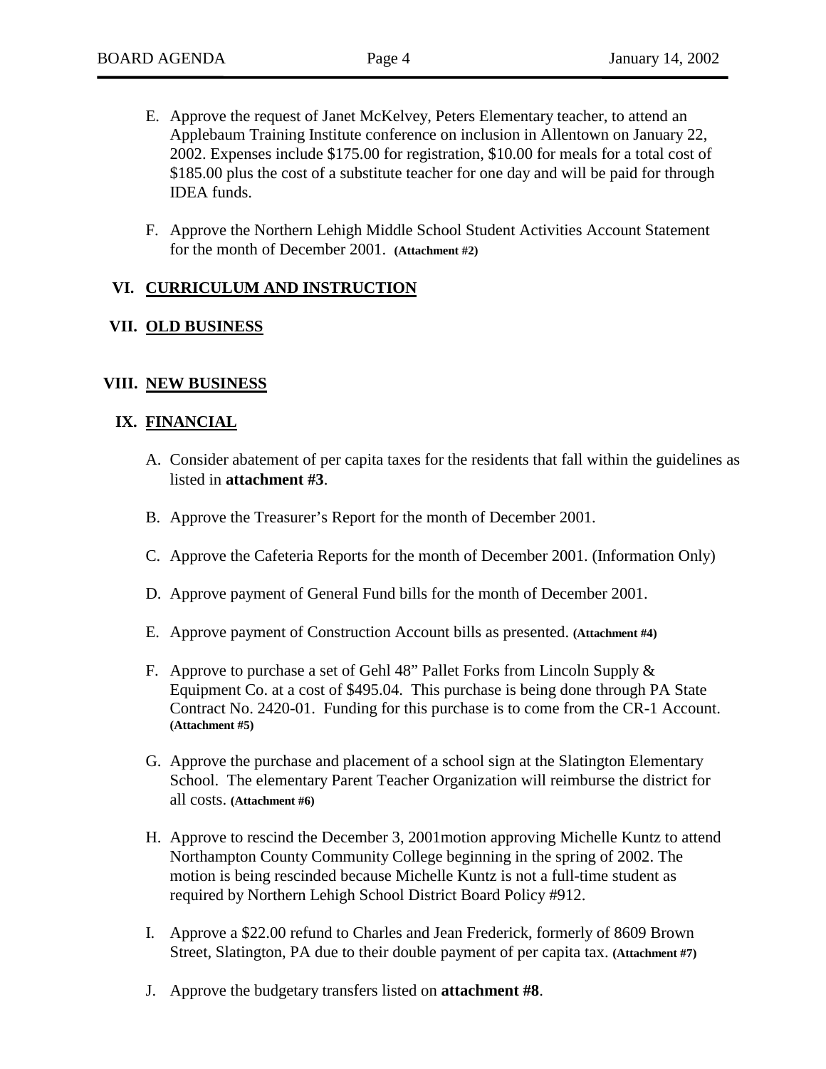E. Approve the request of Janet McKelvey, Peters Elementary teacher, to attend an Applebaum Training Institute conference on inclusion in Allentown on January 22, 2002. Expenses include $175.00 for registration, $10.00 for meals for a total cost of $185.00 plus the cost of a substitute teacher for one day and will be paid for through IDEA funds.

F. Approve the Northern Lehigh Middle School Student Activities Account Statement for the month of December 2001. **(Attachment #2)**

## VI. CURRICULUM AND INSTRUCTION

## VII. OLD BUSINESS

## VIII. NEW BUSINESS

## IX. FINANCIAL

A. Consider abatement of per capita taxes for the residents that fall within the guidelines as listed in **attachment #3**.

B. Approve the Treasurer's Report for the month of December 2001.

C. Approve the Cafeteria Reports for the month of December 2001. (Information Only)

D. Approve payment of General Fund bills for the month of December 2001.

E. Approve payment of Construction Account bills as presented. **(Attachment #4)**

F. Approve to purchase a set of Gehl 48" Pallet Forks from Lincoln Supply & Equipment Co. at a cost of $495.04. This purchase is being done through PA State Contract No. 2420-01. Funding for this purchase is to come from the CR-1 Account. **(Attachment #5)**

G. Approve the purchase and placement of a school sign at the Slatington Elementary School. The elementary Parent Teacher Organization will reimburse the district for all costs. **(Attachment #6)**

H. Approve to rescind the December 3, 2001motion approving Michelle Kuntz to attend Northampton County Community College beginning in the spring of 2002. The motion is being rescinded because Michelle Kuntz is not a full-time student as required by Northern Lehigh School District Board Policy #912.

I. Approve a $22.00 refund to Charles and Jean Frederick, formerly of 8609 Brown Street, Slatington, PA due to their double payment of per capita tax. **(Attachment #7)**

J. Approve the budgetary transfers listed on **attachment #8**.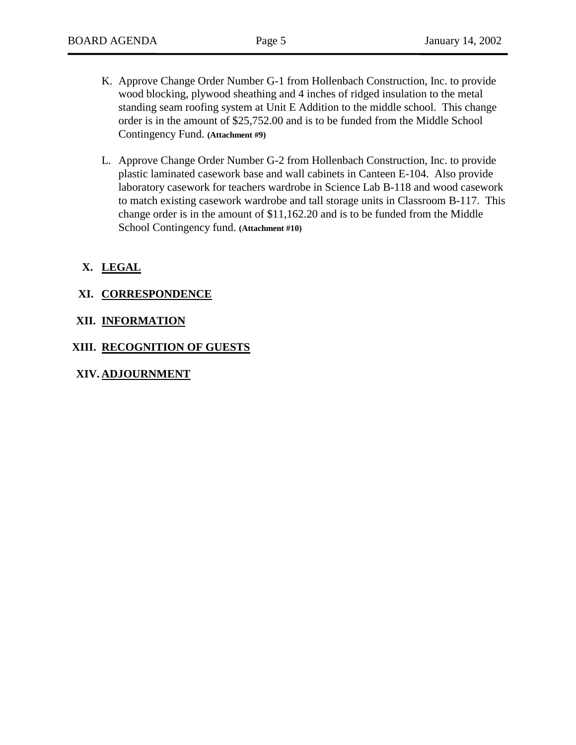K. Approve Change Order Number G-1 from Hollenbach Construction, Inc. to provide wood blocking, plywood sheathing and 4 inches of ridged insulation to the metal standing seam roofing system at Unit E Addition to the middle school. This change order is in the amount of $25,752.00 and is to be funded from the Middle School Contingency Fund. **(Attachment #9)**

L. Approve Change Order Number G-2 from Hollenbach Construction, Inc. to provide plastic laminated casework base and wall cabinets in Canteen E-104. Also provide laboratory casework for teachers wardrobe in Science Lab B-118 and wood casework to match existing casework wardrobe and tall storage units in Classroom B-117. This change order is in the amount of $11,162.20 and is to be funded from the Middle School Contingency fund. **(Attachment #10)**

## X. LEGAL

## XI. CORRESPONDENCE

## XII. INFORMATION

## XIII. RECOGNITION OF GUESTS

## XIV. ADJOURNMENT